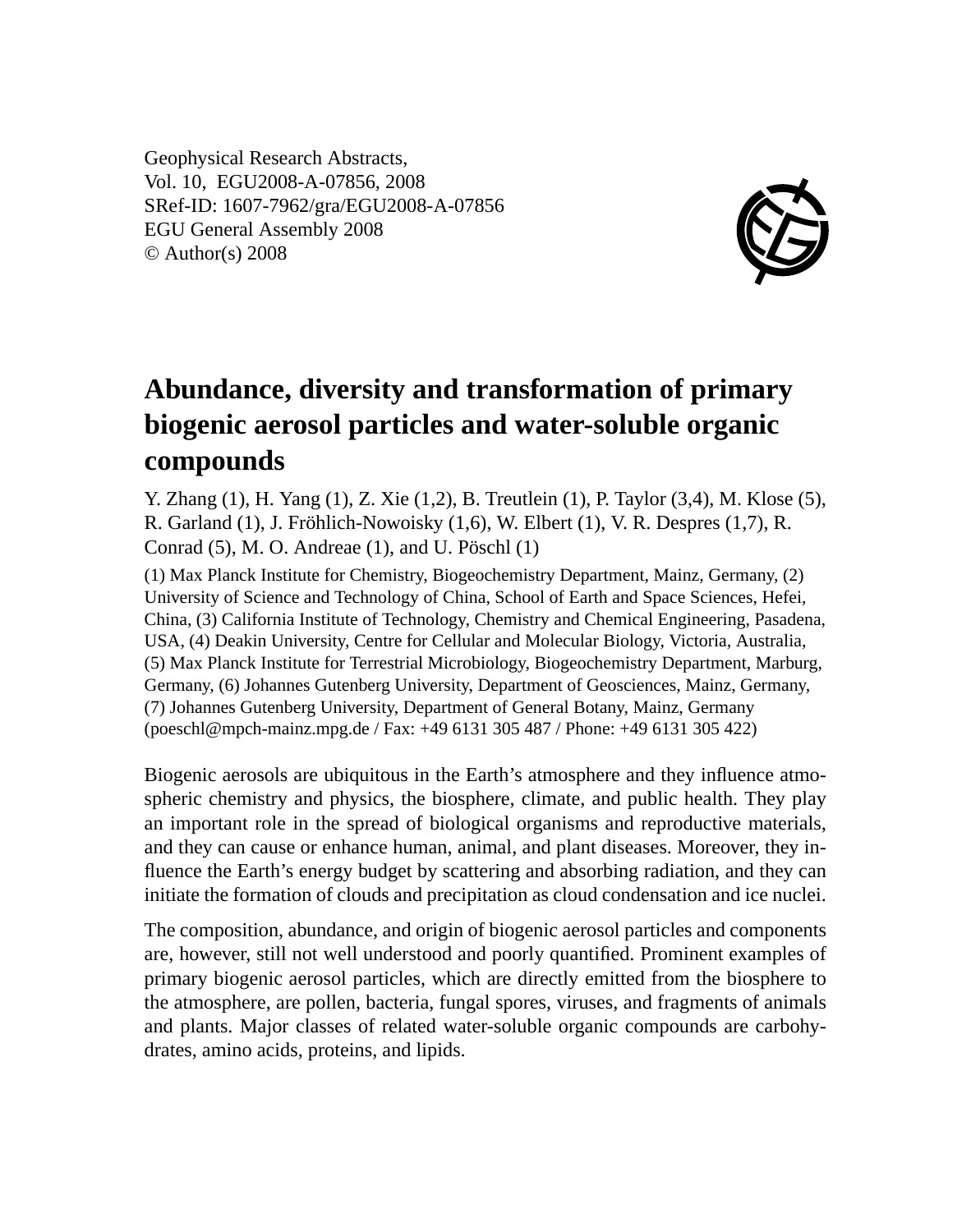Geophysical Research Abstracts,
Vol. 10, EGU2008-A-07856, 2008
SRef-ID: 1607-7962/gra/EGU2008-A-07856
EGU General Assembly 2008
© Author(s) 2008

# Abundance, diversity and transformation of primary biogenic aerosol particles and water-soluble organic compounds

Y. Zhang (1), H. Yang (1), Z. Xie (1,2), B. Treutlein (1), P. Taylor (3,4), M. Klose (5), R. Garland (1), J. Fröhlich-Nowoisky (1,6), W. Elbert (1), V. R. Despres (1,7), R. Conrad (5), M. O. Andreae (1), and U. Pöschl (1)

(1) Max Planck Institute for Chemistry, Biogeochemistry Department, Mainz, Germany, (2) University of Science and Technology of China, School of Earth and Space Sciences, Hefei, China, (3) California Institute of Technology, Chemistry and Chemical Engineering, Pasadena, USA, (4) Deakin University, Centre for Cellular and Molecular Biology, Victoria, Australia, (5) Max Planck Institute for Terrestrial Microbiology, Biogeochemistry Department, Marburg, Germany, (6) Johannes Gutenberg University, Department of Geosciences, Mainz, Germany, (7) Johannes Gutenberg University, Department of General Botany, Mainz, Germany (poeschl@mpch-mainz.mpg.de / Fax: +49 6131 305 487 / Phone: +49 6131 305 422)

Biogenic aerosols are ubiquitous in the Earth's atmosphere and they influence atmospheric chemistry and physics, the biosphere, climate, and public health. They play an important role in the spread of biological organisms and reproductive materials, and they can cause or enhance human, animal, and plant diseases. Moreover, they influence the Earth's energy budget by scattering and absorbing radiation, and they can initiate the formation of clouds and precipitation as cloud condensation and ice nuclei.

The composition, abundance, and origin of biogenic aerosol particles and components are, however, still not well understood and poorly quantified. Prominent examples of primary biogenic aerosol particles, which are directly emitted from the biosphere to the atmosphere, are pollen, bacteria, fungal spores, viruses, and fragments of animals and plants. Major classes of related water-soluble organic compounds are carbohydrates, amino acids, proteins, and lipids.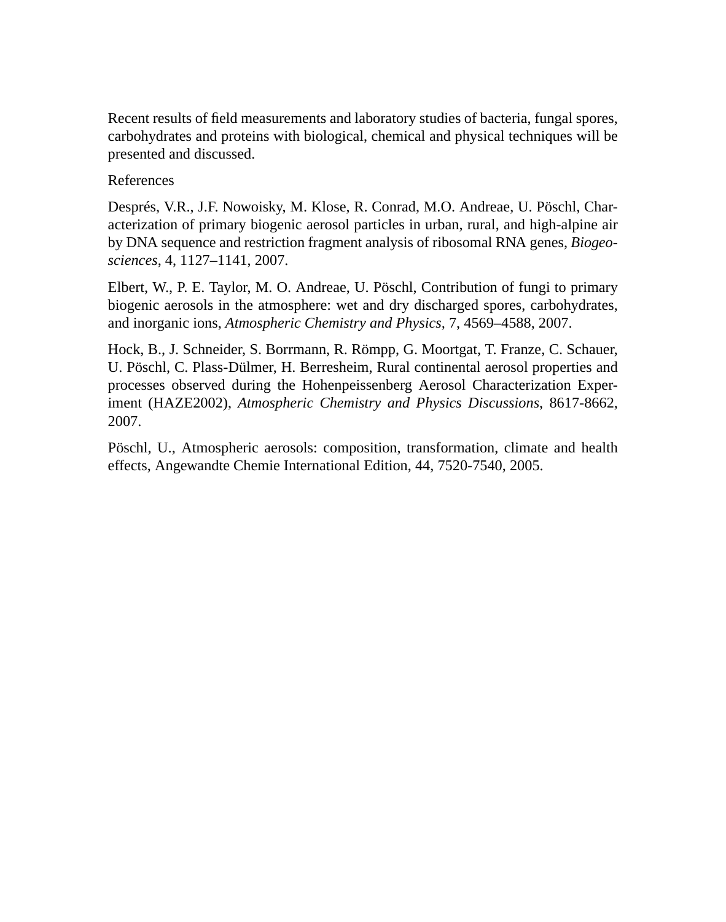Recent results of field measurements and laboratory studies of bacteria, fungal spores, carbohydrates and proteins with biological, chemical and physical techniques will be presented and discussed.

References

Després, V.R., J.F. Nowoisky, M. Klose, R. Conrad, M.O. Andreae, U. Pöschl, Characterization of primary biogenic aerosol particles in urban, rural, and high-alpine air by DNA sequence and restriction fragment analysis of ribosomal RNA genes, *Biogeosciences*, 4, 1127–1141, 2007.

Elbert, W., P. E. Taylor, M. O. Andreae, U. Pöschl, Contribution of fungi to primary biogenic aerosols in the atmosphere: wet and dry discharged spores, carbohydrates, and inorganic ions, *Atmospheric Chemistry and Physics*, 7, 4569–4588, 2007.

Hock, B., J. Schneider, S. Borrmann, R. Römpp, G. Moortgat, T. Franze, C. Schauer, U. Pöschl, C. Plass-Dülmer, H. Berresheim, Rural continental aerosol properties and processes observed during the Hohenpeissenberg Aerosol Characterization Experiment (HAZE2002), *Atmospheric Chemistry and Physics Discussions*, 8617-8662, 2007.

Pöschl, U., Atmospheric aerosols: composition, transformation, climate and health effects, Angewandte Chemie International Edition, 44, 7520-7540, 2005.